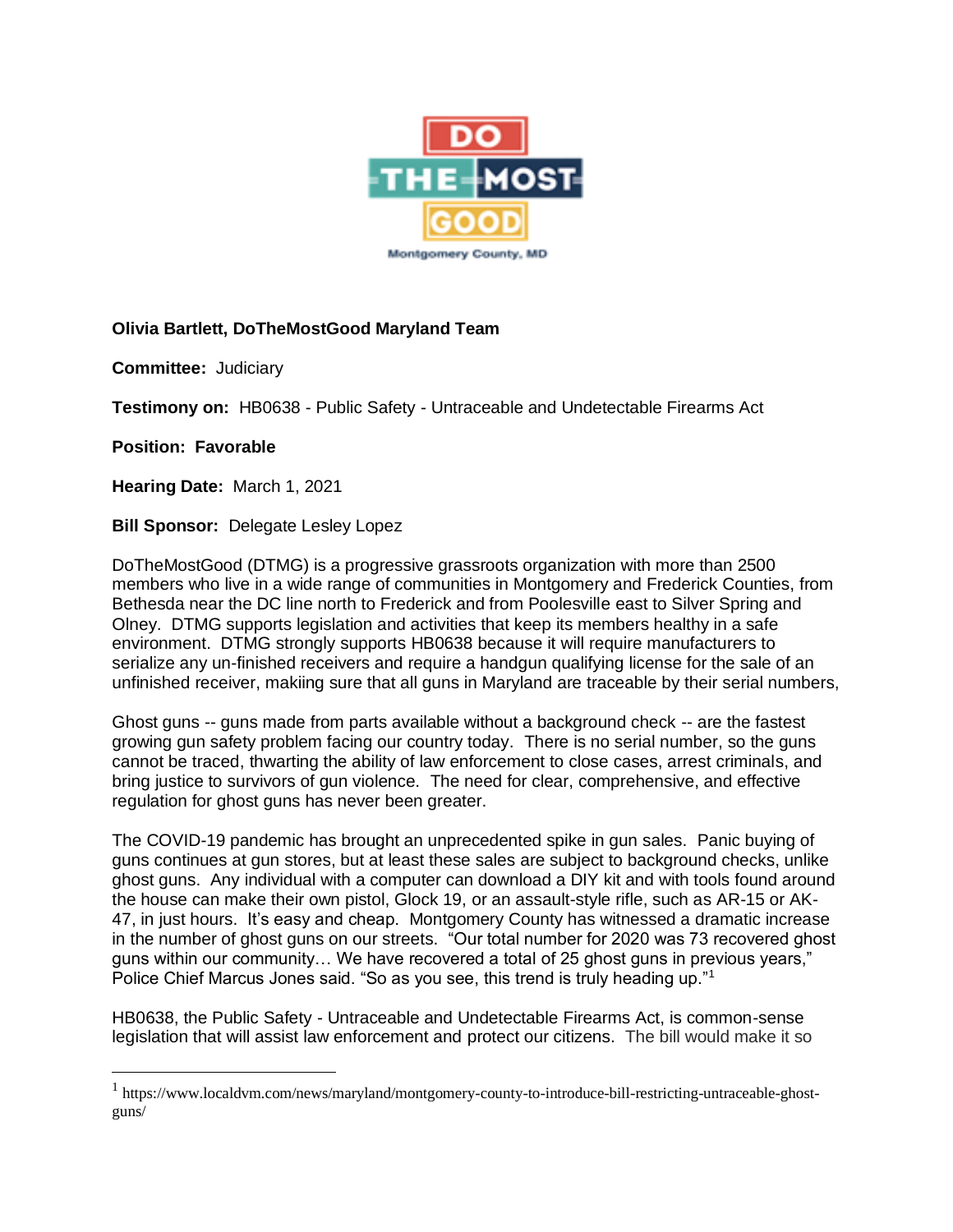**Olivia Bartlett, DoTheMostGood Maryland Team**

**Committee:** Judiciary

**Testimony on:** HB0638 - Public Safety - Untraceable and Undetectable Firearms Act

**Position: Favorable**

**Hearing Date:** March 1, 2021

**Bill Sponsor:** Delegate Lesley Lopez

DoTheMostGood (DTMG) is a progressive grassroots organization with more than 2500 members who live in a wide range of communities in Montgomery and Frederick Counties, from Bethesda near the DC line north to Frederick and from Poolesville east to Silver Spring and Olney. DTMG supports legislation and activities that keep its members healthy in a safe environment. DTMG strongly supports HB0638 because it will require manufacturers to serialize any un-finished receivers and require a handgun qualifying license for the sale of an unfinished receiver, makiing sure that all guns in Maryland are traceable by their serial numbers,

Ghost guns -- guns made from parts available without a background check -- are the fastest growing gun safety problem facing our country today. There is no serial number, so the guns cannot be traced, thwarting the ability of law enforcement to close cases, arrest criminals, and bring justice to survivors of gun violence. The need for clear, comprehensive, and effective regulation for ghost guns has never been greater.

The COVID-19 pandemic has brought an unprecedented spike in gun sales. Panic buying of guns continues at gun stores, but at least these sales are subject to background checks, unlike ghost guns. Any individual with a computer can download a DIY kit and with tools found around the house can make their own pistol, Glock 19, or an assault-style rifle, such as AR-15 or AK-47, in just hours. It's easy and cheap. Montgomery County has witnessed a dramatic increase in the number of ghost guns on our streets. "Our total number for 2020 was 73 recovered ghost guns within our community… We have recovered a total of 25 ghost guns in previous years," Police Chief Marcus Jones said. "So as you see, this trend is truly heading up."[1]

HB0638, the Public Safety - Untraceable and Undetectable Firearms Act, is common-sense legislation that will assist law enforcement and protect our citizens. The bill would make it so

[1] https://www.localdvm.com/news/maryland/montgomery-county-to-introduce-bill-restricting-untraceable-ghost-guns/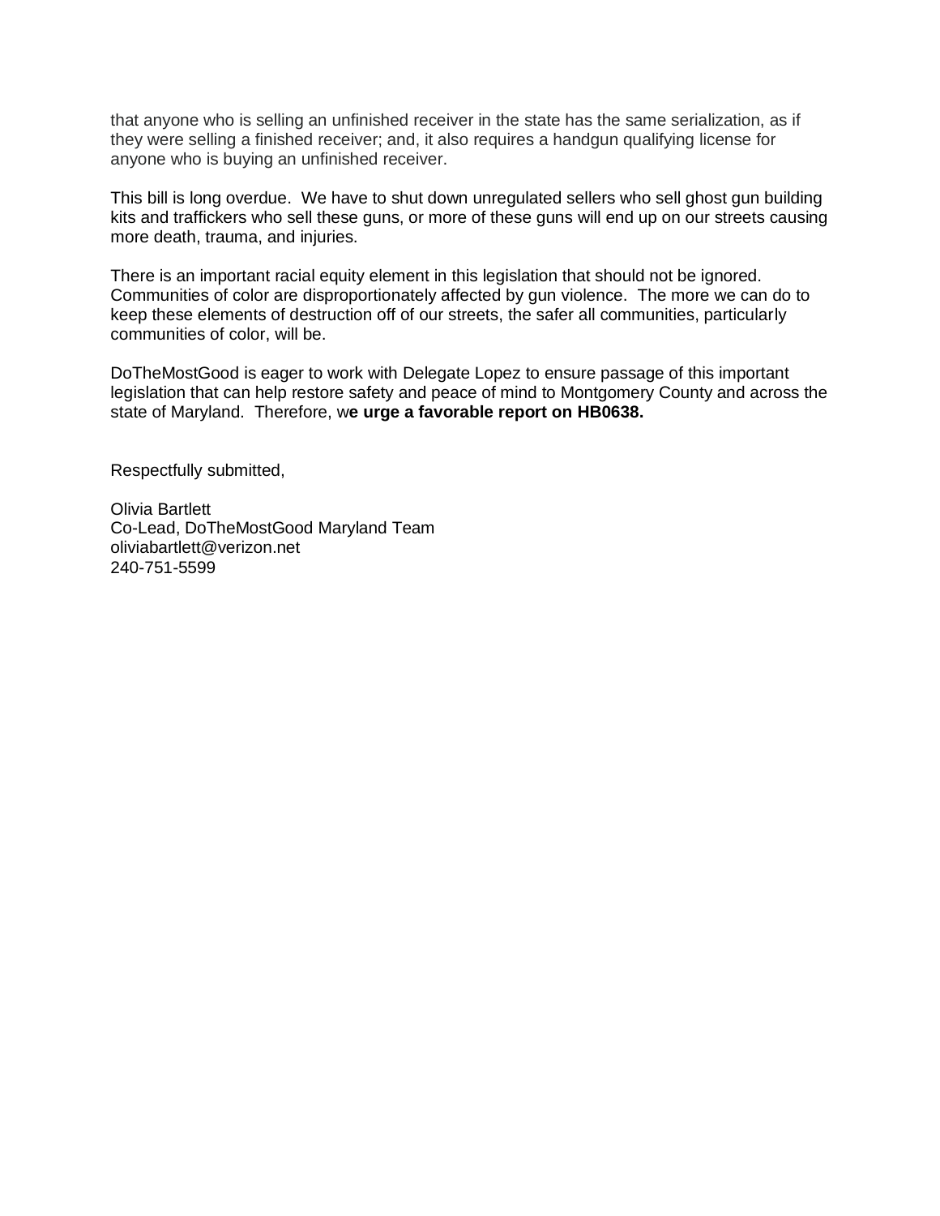that anyone who is selling an unfinished receiver in the state has the same serialization, as if they were selling a finished receiver; and, it also requires a handgun qualifying license for anyone who is buying an unfinished receiver.

This bill is long overdue. We have to shut down unregulated sellers who sell ghost gun building kits and traffickers who sell these guns, or more of these guns will end up on our streets causing more death, trauma, and injuries.

There is an important racial equity element in this legislation that should not be ignored. Communities of color are disproportionately affected by gun violence. The more we can do to keep these elements of destruction off of our streets, the safer all communities, particularly communities of color, will be.

DoTheMostGood is eager to work with Delegate Lopez to ensure passage of this important legislation that can help restore safety and peace of mind to Montgomery County and across the state of Maryland. Therefore, w**e urge a favorable report on HB0638.**

Respectfully submitted,

Olivia Bartlett
Co-Lead, DoTheMostGood Maryland Team
oliviabartlett@verizon.net
240-751-5599